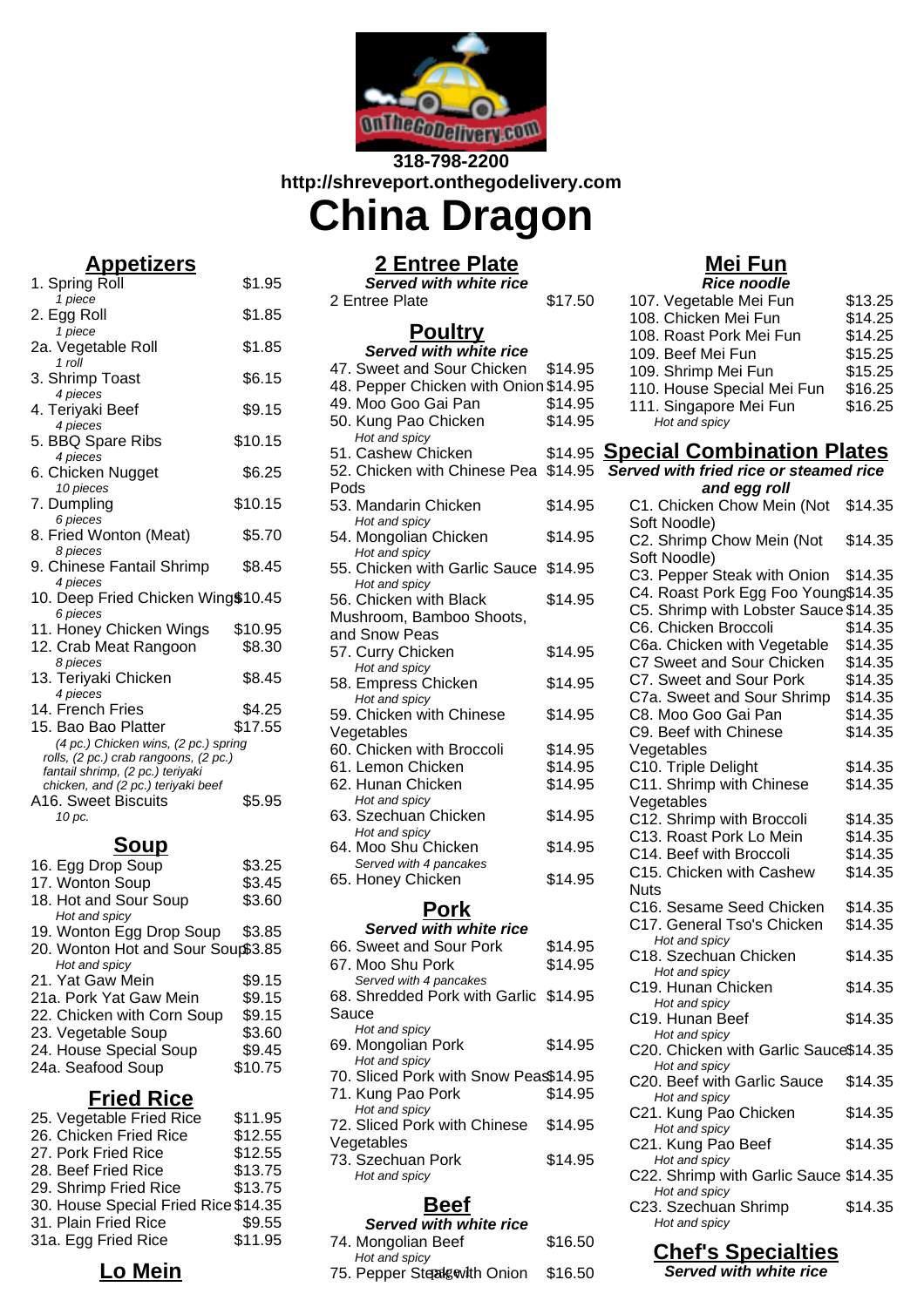318-798-2200
http://shreveport.onthegodelivery.com

# China Dragon

## Appetizers

| Item | Price |
|---|---|
| 1. Spring Roll<br>*1 piece* | $1.95 |
| 2. Egg Roll<br>*1 piece* | $1.85 |
| 2a. Vegetable Roll<br>*1 roll* | $1.85 |
| 3. Shrimp Toast<br>*4 pieces* | $6.15 |
| 4. Teriyaki Beef<br>*4 pieces* | $9.15 |
| 5. BBQ Spare Ribs<br>*4 pieces* | $10.15 |
| 6. Chicken Nugget<br>*10 pieces* | $6.25 |
| 7. Dumpling<br>*6 pieces* | $10.15 |
| 8. Fried Wonton (Meat)<br>*8 pieces* | $5.70 |
| 9. Chinese Fantail Shrimp<br>*4 pieces* | $8.45 |
| 10. Deep Fried Chicken Wings<br>*6 pieces* | $10.45 |
| 11. Honey Chicken Wings | $10.95 |
| 12. Crab Meat Rangoon<br>*8 pieces* | $8.30 |
| 13. Teriyaki Chicken<br>*4 pieces* | $8.45 |
| 14. French Fries | $4.25 |
| 15. Bao Bao Platter<br>*(4 pc.) Chicken wins, (2 pc.) spring rolls, (2 pc.) crab rangoons, (2 pc.) fantail shrimp, (2 pc.) teriyaki chicken, and (2 pc.) teriyaki beef* | $17.55 |
| A16. Sweet Biscuits<br>*10 pc.* | $5.95 |

## Soup

| Item | Price |
|---|---|
| 16. Egg Drop Soup | $3.25 |
| 17. Wonton Soup | $3.45 |
| 18. Hot and Sour Soup<br>*Hot and spicy* | $3.60 |
| 19. Wonton Egg Drop Soup | $3.85 |
| 20. Wonton Hot and Sour Soup<br>*Hot and spicy* | $3.85 |
| 21. Yat Gaw Mein | $9.15 |
| 21a. Pork Yat Gaw Mein | $9.15 |
| 22. Chicken with Corn Soup | $9.15 |
| 23. Vegetable Soup | $3.60 |
| 24. House Special Soup | $9.45 |
| 24a. Seafood Soup | $10.75 |

## Fried Rice

| Item | Price |
|---|---|
| 25. Vegetable Fried Rice | $11.95 |
| 26. Chicken Fried Rice | $12.55 |
| 27. Pork Fried Rice | $12.55 |
| 28. Beef Fried Rice | $13.75 |
| 29. Shrimp Fried Rice | $13.75 |
| 30. House Special Fried Rice | $14.35 |
| 31. Plain Fried Rice | $9.55 |
| 31a. Egg Fried Rice | $11.95 |

## Lo Mein

## 2 Entree Plate

***Served with white rice***

| Item | Price |
|---|---|
| 2 Entree Plate | $17.50 |

## Poultry

***Served with white rice***

| Item | Price |
|---|---|
| 47. Sweet and Sour Chicken | $14.95 |
| 48. Pepper Chicken with Onion | $14.95 |
| 49. Moo Goo Gai Pan | $14.95 |
| 50. Kung Pao Chicken<br>*Hot and spicy* | $14.95 |
| 51. Cashew Chicken | $14.95 |
| 52. Chicken with Chinese Pea Pods | $14.95 |
| 53. Mandarin Chicken<br>*Hot and spicy* | $14.95 |
| 54. Mongolian Chicken<br>*Hot and spicy* | $14.95 |
| 55. Chicken with Garlic Sauce<br>*Hot and spicy* | $14.95 |
| 56. Chicken with Black Mushroom, Bamboo Shoots, and Snow Peas | $14.95 |
| 57. Curry Chicken<br>*Hot and spicy* | $14.95 |
| 58. Empress Chicken<br>*Hot and spicy* | $14.95 |
| 59. Chicken with Chinese Vegetables | $14.95 |
| 60. Chicken with Broccoli | $14.95 |
| 61. Lemon Chicken | $14.95 |
| 62. Hunan Chicken<br>*Hot and spicy* | $14.95 |
| 63. Szechuan Chicken<br>*Hot and spicy* | $14.95 |
| 64. Moo Shu Chicken<br>*Served with 4 pancakes* | $14.95 |
| 65. Honey Chicken | $14.95 |

## Pork

***Served with white rice***

| Item | Price |
|---|---|
| 66. Sweet and Sour Pork | $14.95 |
| 67. Moo Shu Pork<br>*Served with 4 pancakes* | $14.95 |
| 68. Shredded Pork with Garlic Sauce<br>*Hot and spicy* | $14.95 |
| 69. Mongolian Pork<br>*Hot and spicy* | $14.95 |
| 70. Sliced Pork with Snow Peas | $14.95 |
| 71. Kung Pao Pork<br>*Hot and spicy* | $14.95 |
| 72. Sliced Pork with Chinese Vegetables | $14.95 |
| 73. Szechuan Pork<br>*Hot and spicy* | $14.95 |

## Beef

***Served with white rice***

| Item | Price |
|---|---|
| 74. Mongolian Beef<br>*Hot and spicy* | $16.50 |
| 75. Pepper Steak with Onion | $16.50 |

## Mei Fun

***Rice noodle***

| Item | Price |
|---|---|
| 107. Vegetable Mei Fun | $13.25 |
| 108. Chicken Mei Fun | $14.25 |
| 108. Roast Pork Mei Fun | $14.25 |
| 109. Beef Mei Fun | $15.25 |
| 109. Shrimp Mei Fun | $15.25 |
| 110. House Special Mei Fun | $16.25 |
| 111. Singapore Mei Fun<br>*Hot and spicy* | $16.25 |

## Special Combination Plates

***Served with fried rice or steamed rice and egg roll***

| Item | Price |
|---|---|
| C1. Chicken Chow Mein (Not Soft Noodle) | $14.35 |
| C2. Shrimp Chow Mein (Not Soft Noodle) | $14.35 |
| C3. Pepper Steak with Onion | $14.35 |
| C4. Roast Pork Egg Foo Young | $14.35 |
| C5. Shrimp with Lobster Sauce | $14.35 |
| C6. Chicken Broccoli | $14.35 |
| C6a. Chicken with Vegetable | $14.35 |
| C7 Sweet and Sour Chicken | $14.35 |
| C7. Sweet and Sour Pork | $14.35 |
| C7a. Sweet and Sour Shrimp | $14.35 |
| C8. Moo Goo Gai Pan | $14.35 |
| C9. Beef with Chinese Vegetables | $14.35 |
| C10. Triple Delight | $14.35 |
| C11. Shrimp with Chinese Vegetables | $14.35 |
| C12. Shrimp with Broccoli | $14.35 |
| C13. Roast Pork Lo Mein | $14.35 |
| C14. Beef with Broccoli | $14.35 |
| C15. Chicken with Cashew Nuts | $14.35 |
| C16. Sesame Seed Chicken | $14.35 |
| C17. General Tso's Chicken<br>*Hot and spicy* | $14.35 |
| C18. Szechuan Chicken<br>*Hot and spicy* | $14.35 |
| C19. Hunan Chicken<br>*Hot and spicy* | $14.35 |
| C19. Hunan Beef<br>*Hot and spicy* | $14.35 |
| C20. Chicken with Garlic Sauce<br>*Hot and spicy* | $14.35 |
| C20. Beef with Garlic Sauce<br>*Hot and spicy* | $14.35 |
| C21. Kung Pao Chicken<br>*Hot and spicy* | $14.35 |
| C21. Kung Pao Beef<br>*Hot and spicy* | $14.35 |
| C22. Shrimp with Garlic Sauce<br>*Hot and spicy* | $14.35 |
| C23. Szechuan Shrimp<br>*Hot and spicy* | $14.35 |

## Chef's Specialties

***Served with white rice***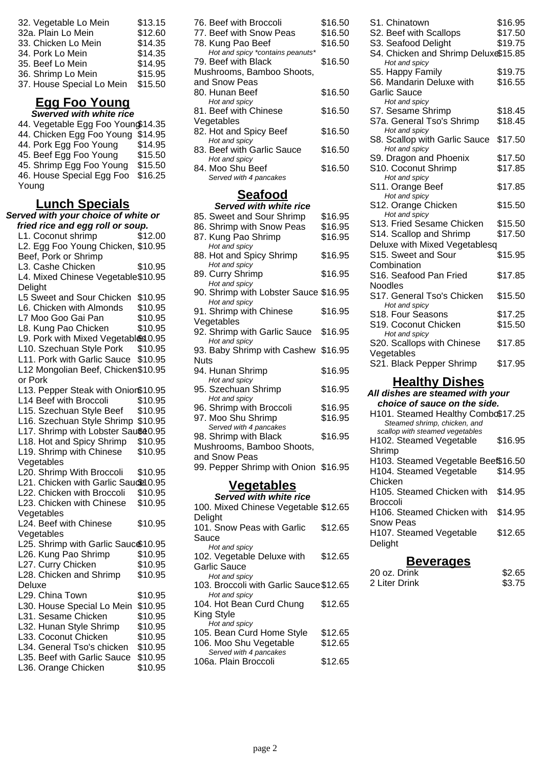32. Vegetable Lo Mein $13.15
32a. Plain Lo Mein $12.60
33. Chicken Lo Mein $14.35
34. Pork Lo Mein $14.35
35. Beef Lo Mein $14.95
36. Shrimp Lo Mein $15.95
37. House Special Lo Mein $15.50

## Egg Foo Young

***Swerved with white rice***

44. Vegetable Egg Foo Young $14.35
44. Chicken Egg Foo Young $14.95
44. Pork Egg Foo Young $14.95
45. Beef Egg Foo Young $15.50
45. Shrimp Egg Foo Young $15.50
46. House Special Egg Foo Young $16.25

## Lunch Specials

***Served with your choice of white or fried rice and egg roll or soup.***

L1. Coconut shrimp $12.00
L2. Egg Foo Young Chicken, Beef, Pork or Shrimp $10.95
L3. Cashe Chicken $10.95
L4. Mixed Chinese Vegetable Delight $10.95
L5 Sweet and Sour Chicken $10.95
L6. Chicken with Almonds $10.95
L7 Moo Goo Gai Pan $10.95
L8. Kung Pao Chicken $10.95
L9. Pork with Mixed Vegetables $10.95
L10. Szechuan Style Pork $10.95
L11. Pork with Garlic Sauce $10.95
L12 Mongolian Beef, Chicken or Pork $10.95
L13. Pepper Steak with Onion $10.95
L14 Beef with Broccoli $10.95
L15. Szechuan Style Beef $10.95
L16. Szechuan Style Shrimp $10.95
L17. Shrimp with Lobster Sauce $10.95
L18. Hot and Spicy Shrimp $10.95
L19. Shrimp with Chinese Vegetables $10.95
L20. Shrimp With Broccoli $10.95
L21. Chicken with Garlic Sauce $10.95
L22. Chicken with Broccoli $10.95
L23. Chicken with Chinese Vegetables $10.95
L24. Beef with Chinese Vegetables $10.95
L25. Shrimp with Garlic Sauce $10.95
L26. Kung Pao Shrimp $10.95
L27. Curry Chicken $10.95
L28. Chicken and Shrimp Deluxe $10.95
L29. China Town $10.95
L30. House Special Lo Mein $10.95
L31. Sesame Chicken $10.95
L32. Hunan Style Shrimp $10.95
L33. Coconut Chicken $10.95
L34. General Tso's chicken $10.95
L35. Beef with Garlic Sauce $10.95
L36. Orange Chicken $10.95

76. Beef with Broccoli $16.50
77. Beef with Snow Peas $16.50
78. Kung Pao Beef $16.50
*Hot and spicy \*contains peanuts\**
79. Beef with Black Mushrooms, Bamboo Shoots, and Snow Peas $16.50
80. Hunan Beef $16.50
*Hot and spicy*
81. Beef with Chinese Vegetables $16.50
82. Hot and Spicy Beef $16.50
*Hot and spicy*
83. Beef with Garlic Sauce $16.50
*Hot and spicy*
84. Moo Shu Beef $16.50
*Served with 4 pancakes*

## Seafood

***Served with white rice***

85. Sweet and Sour Shrimp $16.95
86. Shrimp with Snow Peas $16.95
87. Kung Pao Shrimp $16.95
*Hot and spicy*
88. Hot and Spicy Shrimp $16.95
*Hot and spicy*
89. Curry Shrimp $16.95
*Hot and spicy*
90. Shrimp with Lobster Sauce $16.95
*Hot and spicy*
91. Shrimp with Chinese Vegetables $16.95
92. Shrimp with Garlic Sauce $16.95
*Hot and spicy*
93. Baby Shrimp with Cashew Nuts $16.95
94. Hunan Shrimp $16.95
*Hot and spicy*
95. Szechuan Shrimp $16.95
*Hot and spicy*
96. Shrimp with Broccoli $16.95
97. Moo Shu Shrimp $16.95
*Served with 4 pancakes*
98. Shrimp with Black Mushrooms, Bamboo Shoots, and Snow Peas $16.95
99. Pepper Shrimp with Onion $16.95

## Vegetables

***Served with white rice***

100. Mixed Chinese Vegetable Delight $12.65
101. Snow Peas with Garlic Sauce $12.65
*Hot and spicy*
102. Vegetable Deluxe with Garlic Sauce $12.65
*Hot and spicy*
103. Broccoli with Garlic Sauce $12.65
*Hot and spicy*
104. Hot Bean Curd Chung King Style $12.65
*Hot and spicy*
105. Bean Curd Home Style $12.65
106. Moo Shu Vegetable $12.65
*Served with 4 pancakes*
106a. Plain Broccoli $12.65

S1. Chinatown $16.95
S2. Beef with Scallops $17.50
S3. Seafood Delight $19.75
S4. Chicken and Shrimp Deluxe $15.85
*Hot and spicy*
S5. Happy Family $19.75
S6. Mandarin Deluxe with Garlic Sauce $16.55
*Hot and spicy*
S7. Sesame Shrimp $18.45
S7a. General Tso's Shrimp $18.45
*Hot and spicy*
S8. Scallop with Garlic Sauce $17.50
*Hot and spicy*
S9. Dragon and Phoenix $17.50
S10. Coconut Shrimp $17.85
*Hot and spicy*
S11. Orange Beef $17.85
*Hot and spicy*
S12. Orange Chicken $15.50
*Hot and spicy*
S13. Fried Sesame Chicken $15.50
S14. Scallop and Shrimp Deluxe with Mixed Vegetablesq $17.50
S15. Sweet and Sour Combination $15.95
S16. Seafood Pan Fried Noodles $17.85
S17. General Tso's Chicken $15.50
*Hot and spicy*
S18. Four Seasons $17.25
S19. Coconut Chicken $15.50
*Hot and spicy*
S20. Scallops with Chinese Vegetables $17.85
S21. Black Pepper Shrimp $17.95

## Healthy Dishes

***All dishes are steamed with your choice of sauce on the side.***

H101. Steamed Healthy Combo $17.25
*Steamed shrimp, chicken, and scallop with steamed vegetables*
H102. Steamed Vegetable Shrimp $16.95
H103. Steamed Vegetable Beef $16.50
H104. Steamed Vegetable Chicken $14.95
H105. Steamed Chicken with Broccoli $14.95
H106. Steamed Chicken with Snow Peas $14.95
H107. Steamed Vegetable Delight $12.65

## Beverages

20 oz. Drink $2.65
2 Liter Drink $3.75